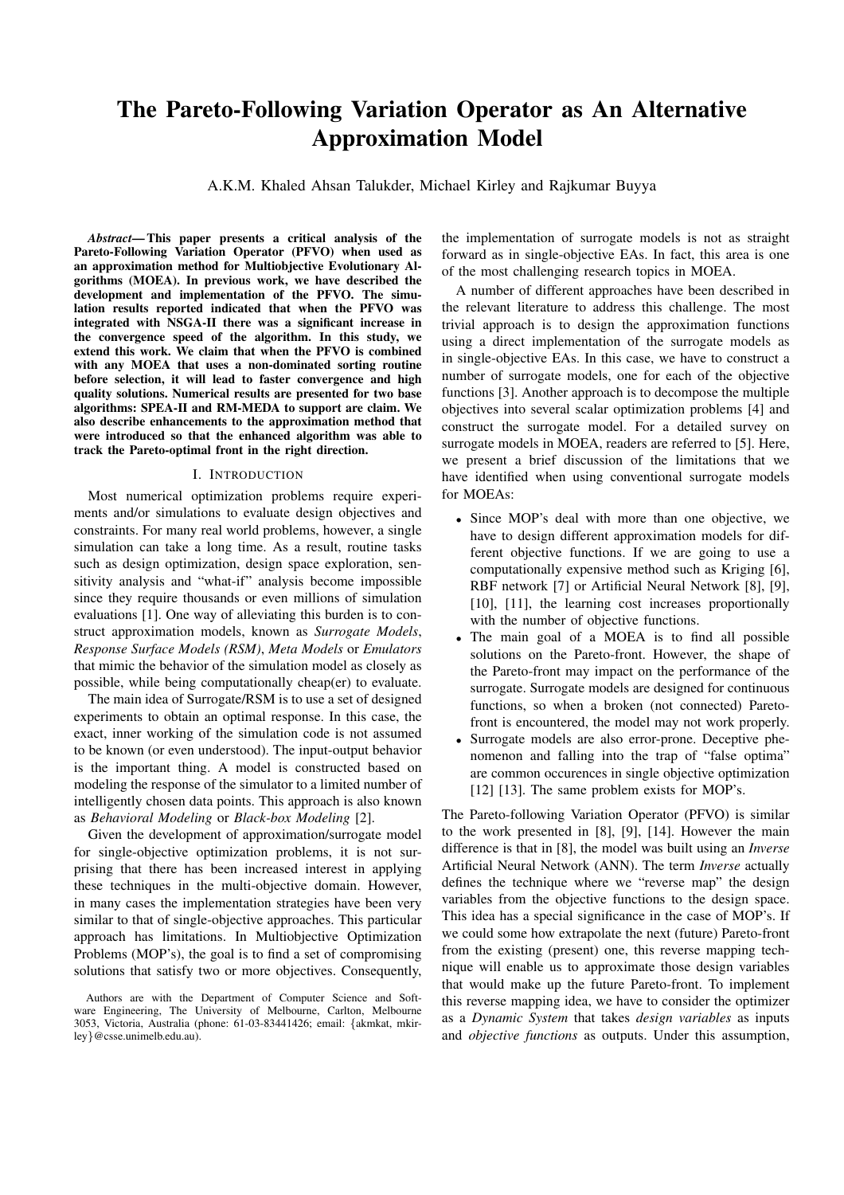# The Pareto-Following Variation Operator as An Alternative Approximation Model

A.K.M. Khaled Ahsan Talukder, Michael Kirley and Rajkumar Buyya

***Abstract*— This paper presents a critical analysis of the Pareto-Following Variation Operator (PFVO) when used as an approximation method for Multiobjective Evolutionary Algorithms (MOEA). In previous work, we have described the development and implementation of the PFVO. The simulation results reported indicated that when the PFVO was integrated with NSGA-II there was a significant increase in the convergence speed of the algorithm. In this study, we extend this work. We claim that when the PFVO is combined with any MOEA that uses a non-dominated sorting routine before selection, it will lead to faster convergence and high quality solutions. Numerical results are presented for two base algorithms: SPEA-II and RM-MEDA to support are claim. We also describe enhancements to the approximation method that were introduced so that the enhanced algorithm was able to track the Pareto-optimal front in the right direction.**

## I. Introduction

Most numerical optimization problems require experiments and/or simulations to evaluate design objectives and constraints. For many real world problems, however, a single simulation can take a long time. As a result, routine tasks such as design optimization, design space exploration, sensitivity analysis and "what-if" analysis become impossible since they require thousands or even millions of simulation evaluations [1]. One way of alleviating this burden is to construct approximation models, known as *Surrogate Models*, *Response Surface Models (RSM)*, *Meta Models* or *Emulators* that mimic the behavior of the simulation model as closely as possible, while being computationally cheap(er) to evaluate.

The main idea of Surrogate/RSM is to use a set of designed experiments to obtain an optimal response. In this case, the exact, inner working of the simulation code is not assumed to be known (or even understood). The input-output behavior is the important thing. A model is constructed based on modeling the response of the simulator to a limited number of intelligently chosen data points. This approach is also known as *Behavioral Modeling* or *Black-box Modeling* [2].

Given the development of approximation/surrogate model for single-objective optimization problems, it is not surprising that there has been increased interest in applying these techniques in the multi-objective domain. However, in many cases the implementation strategies have been very similar to that of single-objective approaches. This particular approach has limitations. In Multiobjective Optimization Problems (MOP's), the goal is to find a set of compromising solutions that satisfy two or more objectives. Consequently, the implementation of surrogate models is not as straight forward as in single-objective EAs. In fact, this area is one of the most challenging research topics in MOEA.

A number of different approaches have been described in the relevant literature to address this challenge. The most trivial approach is to design the approximation functions using a direct implementation of the surrogate models as in single-objective EAs. In this case, we have to construct a number of surrogate models, one for each of the objective functions [3]. Another approach is to decompose the multiple objectives into several scalar optimization problems [4] and construct the surrogate model. For a detailed survey on surrogate models in MOEA, readers are referred to [5]. Here, we present a brief discussion of the limitations that we have identified when using conventional surrogate models for MOEAs:

- Since MOP's deal with more than one objective, we have to design different approximation models for different objective functions. If we are going to use a computationally expensive method such as Kriging [6], RBF network [7] or Artificial Neural Network [8], [9], [10], [11], the learning cost increases proportionally with the number of objective functions.
- The main goal of a MOEA is to find all possible solutions on the Pareto-front. However, the shape of the Pareto-front may impact on the performance of the surrogate. Surrogate models are designed for continuous functions, so when a broken (not connected) Pareto-front is encountered, the model may not work properly.
- Surrogate models are also error-prone. Deceptive phenomenon and falling into the trap of "false optima" are common occurences in single objective optimization [12] [13]. The same problem exists for MOP's.

The Pareto-following Variation Operator (PFVO) is similar to the work presented in [8], [9], [14]. However the main difference is that in [8], the model was built using an *Inverse* Artificial Neural Network (ANN). The term *Inverse* actually defines the technique where we "reverse map" the design variables from the objective functions to the design space. This idea has a special significance in the case of MOP's. If we could some how extrapolate the next (future) Pareto-front from the existing (present) one, this reverse mapping technique will enable us to approximate those design variables that would make up the future Pareto-front. To implement this reverse mapping idea, we have to consider the optimizer as a *Dynamic System* that takes *design variables* as inputs and *objective functions* as outputs. Under this assumption,

Authors are with the Department of Computer Science and Software Engineering, The University of Melbourne, Carlton, Melbourne 3053, Victoria, Australia (phone: 61-03-83441426; email: {akmkat, mkirley}@csse.unimelb.edu.au).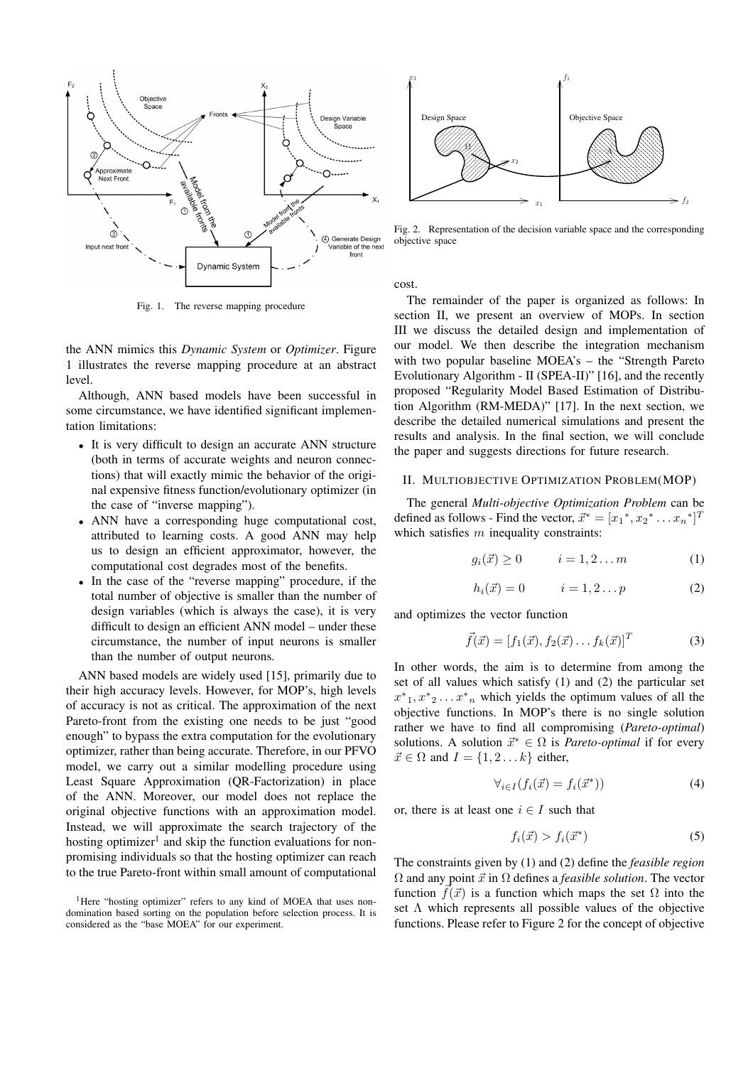Fig. 1. The reverse mapping procedure

the ANN mimics this *Dynamic System* or *Optimizer*. Figure 1 illustrates the reverse mapping procedure at an abstract level.

Although, ANN based models have been successful in some circumstance, we have identified significant implementation limitations:

- It is very difficult to design an accurate ANN structure (both in terms of accurate weights and neuron connections) that will exactly mimic the behavior of the original expensive fitness function/evolutionary optimizer (in the case of "inverse mapping").
- ANN have a corresponding huge computational cost, attributed to learning costs. A good ANN may help us to design an efficient approximator, however, the computational cost degrades most of the benefits.
- In the case of the "reverse mapping" procedure, if the total number of objective is smaller than the number of design variables (which is always the case), it is very difficult to design an efficient ANN model – under these circumstance, the number of input neurons is smaller than the number of output neurons.

ANN based models are widely used [15], primarily due to their high accuracy levels. However, for MOP's, high levels of accuracy is not as critical. The approximation of the next Pareto-front from the existing one needs to be just "good enough" to bypass the extra computation for the evolutionary optimizer, rather than being accurate. Therefore, in our PFVO model, we carry out a similar modelling procedure using Least Square Approximation (QR-Factorization) in place of the ANN. Moreover, our model does not replace the original objective functions with an approximation model. Instead, we will approximate the search trajectory of the hosting optimizer[1] and skip the function evaluations for non-promising individuals so that the hosting optimizer can reach to the true Pareto-front within small amount of computational cost.

[1]Here "hosting optimizer" refers to any kind of MOEA that uses non-domination based sorting on the population before selection process. It is considered as the "base MOEA" for our experiment.

Fig. 2. Representation of the decision variable space and the corresponding objective space

The remainder of the paper is organized as follows: In section II, we present an overview of MOPs. In section III we discuss the detailed design and implementation of our model. We then describe the integration mechanism with two popular baseline MOEA's – the "Strength Pareto Evolutionary Algorithm - II (SPEA-II)" [16], and the recently proposed "Regularity Model Based Estimation of Distribution Algorithm (RM-MEDA)" [17]. In the next section, we describe the detailed numerical simulations and present the results and analysis. In the final section, we will conclude the paper and suggests directions for future research.

## II. Multiobjective Optimization Problem(MOP)

The general *Multi-objective Optimization Problem* can be defined as follows - Find the vector, $\vec{x}^* = [x_1{}^*, x_2{}^* \dots x_n{}^*]^T$ which satisfies $m$ inequality constraints:

$$g_i(\vec{x}) \geq 0 \qquad i = 1, 2 \dots m \tag{1}$$

$$h_i(\vec{x}) = 0 \qquad i = 1, 2 \dots p \tag{2}$$

and optimizes the vector function

$$\vec{f}(\vec{x}) = [f_1(\vec{x}), f_2(\vec{x}) \dots f_k(\vec{x})]^T \tag{3}$$

In other words, the aim is to determine from among the set of all values which satisfy (1) and (2) the particular set $x^*{}_1, x^*{}_2 \dots x^*{}_n$ which yields the optimum values of all the objective functions. In MOP's there is no single solution rather we have to find all compromising (*Pareto-optimal*) solutions. A solution $\vec{x}^* \in \Omega$ is *Pareto-optimal* if for every $\vec{x} \in \Omega$ and $I = \{1, 2 \dots k\}$ either,

$$\forall_{i \in I}(f_i(\vec{x}) = f_i(\vec{x}^*)) \tag{4}$$

or, there is at least one $i \in I$ such that

$$f_i(\vec{x}) > f_i(\vec{x}^*) \tag{5}$$

The constraints given by (1) and (2) define the *feasible region* $\Omega$ and any point $\vec{x}$ in $\Omega$ defines a *feasible solution*. The vector function $\vec{f}(\vec{x})$ is a function which maps the set $\Omega$ into the set $\Lambda$ which represents all possible values of the objective functions. Please refer to Figure 2 for the concept of objective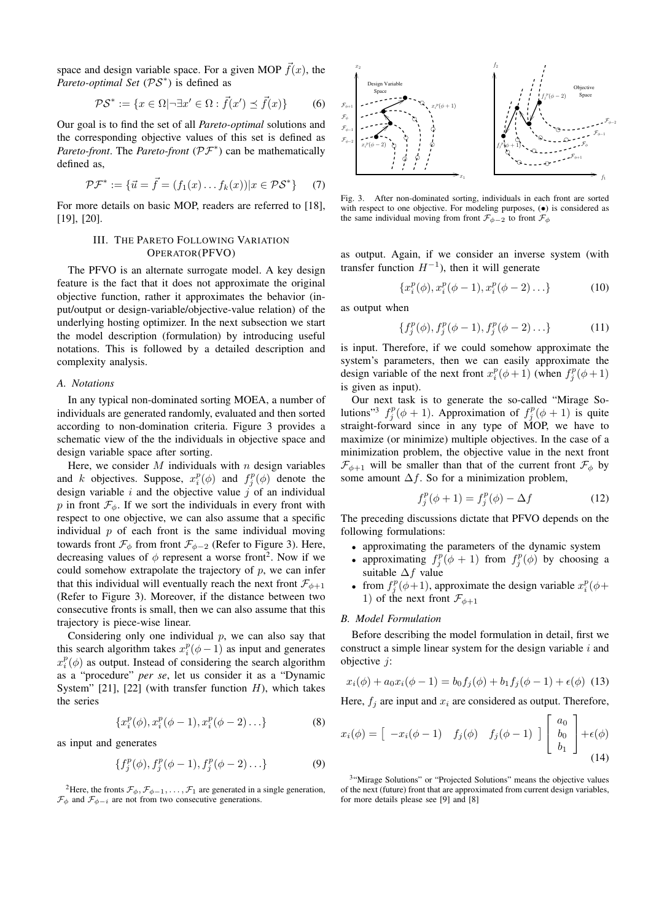space and design variable space. For a given MOP $\vec{f}(x)$, the *Pareto-optimal Set* ($\mathcal{PS}^*$) is defined as

$$\mathcal{PS}^* := \{x \in \Omega | \neg\exists x' \in \Omega : \vec{f}(x') \preceq \vec{f}(x)\} \tag{6}$$

Our goal is to find the set of all *Pareto-optimal* solutions and the corresponding objective values of this set is defined as *Pareto-front*. The *Pareto-front* ($\mathcal{PF}^*$) can be mathematically defined as,

$$\mathcal{PF}^* := \{\vec{u} = \vec{f} = (f_1(x) \ldots f_k(x)) | x \in \mathcal{PS}^*\} \tag{7}$$

For more details on basic MOP, readers are referred to [18], [19], [20].

## III. The Pareto Following Variation Operator(PFVO)

The PFVO is an alternate surrogate model. A key design feature is the fact that it does not approximate the original objective function, rather it approximates the behavior (input/output or design-variable/objective-value relation) of the underlying hosting optimizer. In the next subsection we start the model description (formulation) by introducing useful notations. This is followed by a detailed description and complexity analysis.

### A. Notations

In any typical non-dominated sorting MOEA, a number of individuals are generated randomly, evaluated and then sorted according to non-domination criteria. Figure 3 provides a schematic view of the the individuals in objective space and design variable space after sorting.

Here, we consider $M$ individuals with $n$ design variables and $k$ objectives. Suppose, $x_i^p(\phi)$ and $f_j^p(\phi)$ denote the design variable $i$ and the objective value $j$ of an individual $p$ in front $\mathcal{F}_\phi$. If we sort the individuals in every front with respect to one objective, we can also assume that a specific individual $p$ of each front is the same individual moving towards front $\mathcal{F}_\phi$ from front $\mathcal{F}_{\phi-2}$ (Refer to Figure 3). Here, decreasing values of $\phi$ represent a worse front[2]. Now if we could somehow extrapolate the trajectory of $p$, we can infer that this individual will eventually reach the next front $\mathcal{F}_{\phi+1}$ (Refer to Figure 3). Moreover, if the distance between two consecutive fronts is small, then we can also assume that this trajectory is piece-wise linear.

Considering only one individual $p$, we can also say that this search algorithm takes $x_i^p(\phi - 1)$ as input and generates $x_i^p(\phi)$ as output. Instead of considering the search algorithm as a "procedure" *per se*, let us consider it as a "Dynamic System" [21], [22] (with transfer function $H$), which takes the series

$$\{x_i^p(\phi), x_i^p(\phi - 1), x_i^p(\phi - 2) \ldots\} \tag{8}$$

as input and generates

$$\{f_j^p(\phi), f_j^p(\phi - 1), f_j^p(\phi - 2) \ldots\} \tag{9}$$

[2] Here, the fronts $\mathcal{F}_\phi, \mathcal{F}_{\phi-1}, \ldots, \mathcal{F}_1$ are generated in a single generation, $\mathcal{F}_\phi$ and $\mathcal{F}_{\phi-i}$ are not from two consecutive generations.

Fig. 3. After non-dominated sorting, individuals in each front are sorted with respect to one objective. For modeling purposes, ($\bullet$) is considered as the same individual moving from front $\mathcal{F}_{\phi-2}$ to front $\mathcal{F}_\phi$

as output. Again, if we consider an inverse system (with transfer function $H^{-1}$), then it will generate

$$\{x_i^p(\phi), x_i^p(\phi - 1), x_i^p(\phi - 2) \ldots\} \tag{10}$$

as output when

$$\{f_j^p(\phi), f_j^p(\phi - 1), f_j^p(\phi - 2) \ldots\} \tag{11}$$

is input. Therefore, if we could somehow approximate the system's parameters, then we can easily approximate the design variable of the next front $x_i^p(\phi+1)$ (when $f_j^p(\phi+1)$ is given as input).

Our next task is to generate the so-called "Mirage Solutions"[3] $f_j^p(\phi + 1)$. Approximation of $f_j^p(\phi + 1)$ is quite straight-forward since in any type of MOP, we have to maximize (or minimize) multiple objectives. In the case of a minimization problem, the objective value in the next front $\mathcal{F}_{\phi+1}$ will be smaller than that of the current front $\mathcal{F}_\phi$ by some amount $\Delta f$. So for a minimization problem,

$$f_j^p(\phi + 1) = f_j^p(\phi) - \Delta f \tag{12}$$

The preceding discussions dictate that PFVO depends on the following formulations:

- approximating the parameters of the dynamic system
- approximating $f_j^p(\phi + 1)$ from $f_j^p(\phi)$ by choosing a suitable $\Delta f$ value
- from $f_j^p(\phi+1)$, approximate the design variable $x_i^p(\phi+1)$ of the next front $\mathcal{F}_{\phi+1}$

### B. Model Formulation

Before describing the model formulation in detail, first we construct a simple linear system for the design variable $i$ and objective $j$:

$$x_i(\phi) + a_0 x_i(\phi - 1) = b_0 f_j(\phi) + b_1 f_j(\phi - 1) + \epsilon(\phi) \tag{13}$$

Here, $f_j$ are input and $x_i$ are considered as output. Therefore,

$$x_i(\phi) = \begin{bmatrix} -x_i(\phi - 1) & f_j(\phi) & f_j(\phi - 1) \end{bmatrix} \begin{bmatrix} a_0 \\ b_0 \\ b_1 \end{bmatrix} + \epsilon(\phi) \tag{14}$$

[3] "Mirage Solutions" or "Projected Solutions" means the objective values of the next (future) front that are approximated from current design variables, for more details please see [9] and [8]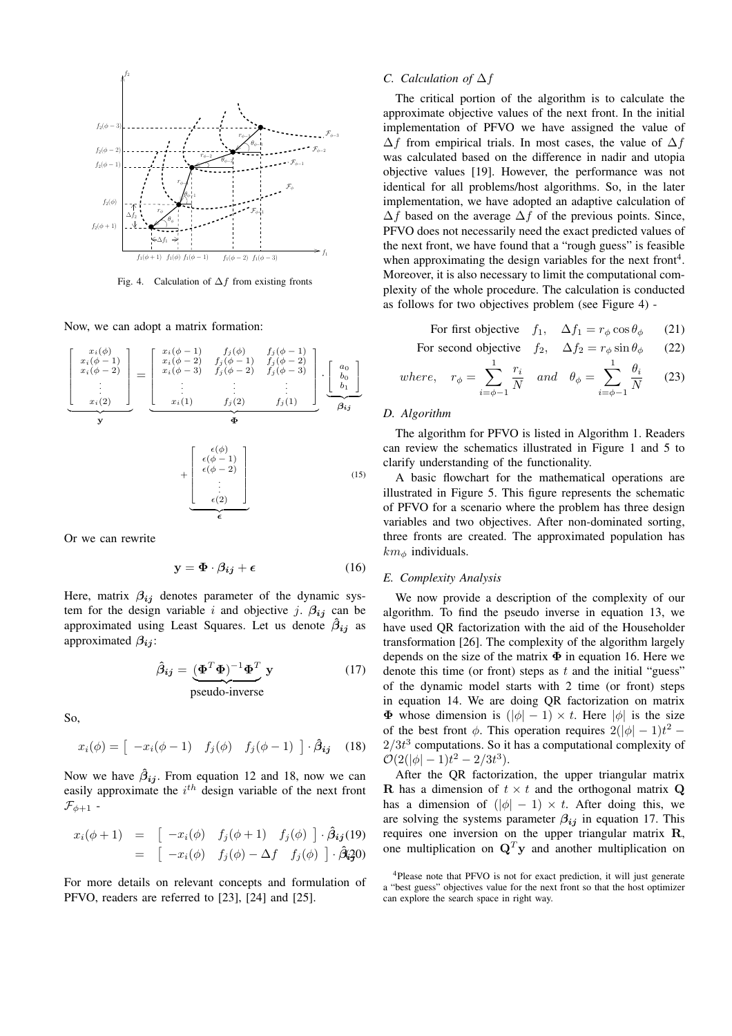Fig. 4. Calculation of $\Delta f$ from existing fronts

Now, we can adopt a matrix formation:

$$\underbrace{\begin{bmatrix} x_i(\phi) \\ x_i(\phi-1) \\ x_i(\phi-2) \\ \vdots \\ x_i(2) \end{bmatrix}}_{\mathbf{y}} = \underbrace{\begin{bmatrix} x_i(\phi-1) & f_j(\phi) & f_j(\phi-1) \\ x_i(\phi-2) & f_j(\phi-1) & f_j(\phi-2) \\ x_i(\phi-3) & f_j(\phi-2) & f_j(\phi-3) \\ \vdots & \vdots & \vdots \\ x_i(1) & f_j(2) & f_j(1) \end{bmatrix}}_{\mathbf{\Phi}} \cdot \underbrace{\begin{bmatrix} a_0 \\ b_0 \\ b_1 \end{bmatrix}}_{\boldsymbol{\beta_{ij}}} + \underbrace{\begin{bmatrix} \epsilon(\phi) \\ \epsilon(\phi-1) \\ \epsilon(\phi-2) \\ \vdots \\ \epsilon(2) \end{bmatrix}}_{\boldsymbol{\epsilon}} \tag{15}$$

Or we can rewrite

$$\mathbf{y} = \mathbf{\Phi} \cdot \boldsymbol{\beta_{ij}} + \boldsymbol{\epsilon} \tag{16}$$

Here, matrix $\boldsymbol{\beta_{ij}}$ denotes parameter of the dynamic system for the design variable $i$ and objective $j$. $\boldsymbol{\beta_{ij}}$ can be approximated using Least Squares. Let us denote $\hat{\boldsymbol{\beta}}_{\boldsymbol{ij}}$ as approximated $\boldsymbol{\beta_{ij}}$:

$$\hat{\boldsymbol{\beta}}_{\boldsymbol{ij}} = \underbrace{(\mathbf{\Phi}^T\mathbf{\Phi})^{-1}\mathbf{\Phi}^T}_{\text{pseudo-inverse}} \mathbf{y} \tag{17}$$

So,

$$x_i(\phi) = \begin{bmatrix} -x_i(\phi-1) & f_j(\phi) & f_j(\phi-1) \end{bmatrix} \cdot \hat{\boldsymbol{\beta}}_{\boldsymbol{ij}} \tag{18}$$

Now we have $\hat{\boldsymbol{\beta}}_{\boldsymbol{ij}}$. From equation 12 and 18, now we can easily approximate the $i^{th}$ design variable of the next front $\mathcal{F}_{\phi+1}$ -

$$x_i(\phi+1) = \begin{bmatrix} -x_i(\phi) & f_j(\phi+1) & f_j(\phi) \end{bmatrix} \cdot \hat{\boldsymbol{\beta}}_{\boldsymbol{ij}} \tag{19}$$

$$= \begin{bmatrix} -x_i(\phi) & f_j(\phi)-\Delta f & f_j(\phi) \end{bmatrix} \cdot \hat{\boldsymbol{\beta}}_{\boldsymbol{ij}} \tag{20}$$

For more details on relevant concepts and formulation of PFVO, readers are referred to [23], [24] and [25].

### C. Calculation of $\Delta f$

The critical portion of the algorithm is to calculate the approximate objective values of the next front. In the initial implementation of PFVO we have assigned the value of $\Delta f$ from empirical trials. In most cases, the value of $\Delta f$ was calculated based on the difference in nadir and utopia objective values [19]. However, the performance was not identical for all problems/host algorithms. So, in the later implementation, we have adopted an adaptive calculation of $\Delta f$ based on the average $\Delta f$ of the previous points. Since, PFVO does not necessarily need the exact predicted values of the next front, we have found that a "rough guess" is feasible when approximating the design variables for the next front[4]. Moreover, it is also necessary to limit the computational complexity of the whole procedure. The calculation is conducted as follows for two objectives problem (see Figure 4) -

$$\text{For first objective} \quad f_1, \quad \Delta f_1 = r_\phi \cos\theta_\phi \tag{21}$$

$$\text{For second objective} \quad f_2, \quad \Delta f_2 = r_\phi \sin\theta_\phi \tag{22}$$

$$where, \quad r_\phi = \sum_{i=\phi-1}^{1} \frac{r_i}{N} \quad and \quad \theta_\phi = \sum_{i=\phi-1}^{1} \frac{\theta_i}{N} \tag{23}$$

### D. Algorithm

The algorithm for PFVO is listed in Algorithm 1. Readers can review the schematics illustrated in Figure 1 and 5 to clarify understanding of the functionality.

A basic flowchart for the mathematical operations are illustrated in Figure 5. This figure represents the schematic of PFVO for a scenario where the problem has three design variables and two objectives. After non-dominated sorting, three fronts are created. The approximated population has $km_\phi$ individuals.

### E. Complexity Analysis

We now provide a description of the complexity of our algorithm. To find the pseudo inverse in equation 13, we have used QR factorization with the aid of the Householder transformation [26]. The complexity of the algorithm largely depends on the size of the matrix $\mathbf{\Phi}$ in equation 16. Here we denote this time (or front) steps as $t$ and the initial "guess" of the dynamic model starts with 2 time (or front) steps in equation 14. We are doing QR factorization on matrix $\mathbf{\Phi}$ whose dimension is $(|\phi|-1) \times t$. Here $|\phi|$ is the size of the best front $\phi$. This operation requires $2(|\phi|-1)t^2 - 2/3t^3$ computations. So it has a computational complexity of $\mathcal{O}(2(|\phi|-1)t^2 - 2/3t^3)$.

After the QR factorization, the upper triangular matrix $\mathbf{R}$ has a dimension of $t \times t$ and the orthogonal matrix $\mathbf{Q}$ has a dimension of $(|\phi|-1) \times t$. After doing this, we are solving the systems parameter $\boldsymbol{\beta_{ij}}$ in equation 17. This requires one inversion on the upper triangular matrix $\mathbf{R}$, one multiplication on $\mathbf{Q}^T\mathbf{y}$ and another multiplication on

[4]Please note that PFVO is not for exact prediction, it will just generate a "best guess" objectives value for the next front so that the host optimizer can explore the search space in right way.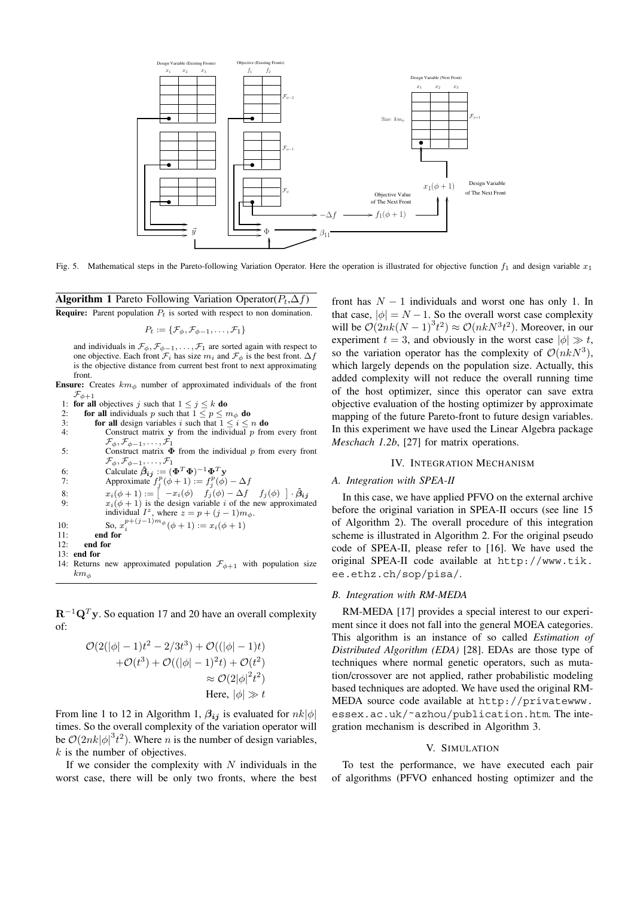Fig. 5. Mathematical steps in the Pareto-following Variation Operator. Here the operation is illustrated for objective function $f_1$ and design variable $x_1$

**Algorithm 1** Pareto Following Variation Operator($P_t$,$\Delta f$)

**Require:** Parent population $P_t$ is sorted with respect to non domination.

$$P_t := \{\mathcal{F}_\phi, \mathcal{F}_{\phi-1}, \ldots, \mathcal{F}_1\}$$

and individuals in $\mathcal{F}_\phi, \mathcal{F}_{\phi-1}, \ldots, \mathcal{F}_1$ are sorted again with respect to one objective. Each front $\mathcal{F}_i$ has size $m_i$ and $\mathcal{F}_\phi$ is the best front. $\Delta f$ is the objective distance from current best front to next approximating front.

**Ensure:** Creates $km_\phi$ number of approximated individuals of the front $\mathcal{F}_{\phi+1}$

1: **for all** objectives $j$ such that $1 \leq j \leq k$ **do**
2: **for all** individuals $p$ such that $1 \leq p \leq m_\phi$ **do**
3: **for all** design variables $i$ such that $1 \leq i \leq n$ **do**
4: Construct matrix $\mathbf{y}$ from the individual $p$ from every front $\mathcal{F}_\phi, \mathcal{F}_{\phi-1}, \ldots, \mathcal{F}_1$
5: Construct matrix $\mathbf{\Phi}$ from the individual $p$ from every front $\mathcal{F}_\phi, \mathcal{F}_{\phi-1}, \ldots, \mathcal{F}_1$
6: Calculate $\hat{\boldsymbol{\beta}}_{\boldsymbol{ij}} := (\mathbf{\Phi}^T\mathbf{\Phi})^{-1}\mathbf{\Phi}^T\mathbf{y}$
7: Approximate $f_j^p(\phi+1) := f_j^p(\phi) - \Delta f$
8: $x_i(\phi+1) := \begin{bmatrix} -x_i(\phi) & f_j(\phi) - \Delta f & f_j(\phi) \end{bmatrix} \cdot \hat{\boldsymbol{\beta}}_{\boldsymbol{ij}}$
9: $x_i(\phi+1)$ is the design variable $i$ of the new approximated individual $I^z$, where $z = p + (j-1)m_\phi$.
10: So, $x_i^{p+(j-1)m_\phi}(\phi+1) := x_i(\phi+1)$
11: **end for**
12: **end for**
13: **end for**
14: Returns new approximated population $\mathcal{F}_{\phi+1}$ with population size $km_\phi$

$\mathbf{R}^{-1}\mathbf{Q}^T\mathbf{y}$. So equation 17 and 20 have an overall complexity of:

$$\begin{aligned}
\mathcal{O}(2(|\phi|-1)t^2 - 2/3t^3) + \mathcal{O}((|\phi|-1)t) \\
+\mathcal{O}(t^3) + \mathcal{O}((|\phi|-1)^2 t) + \mathcal{O}(t^2) \\
\approx \mathcal{O}(2|\phi|^2 t^2) \\
\text{Here, } |\phi| \gg t
\end{aligned}$$

From line 1 to 12 in Algorithm 1, $\boldsymbol{\beta_{ij}}$ is evaluated for $nk|\phi|$ times. So the overall complexity of the variation operator will be $\mathcal{O}(2nk|\phi|^3 t^2)$. Where $n$ is the number of design variables, $k$ is the number of objectives.

If we consider the complexity with $N$ individuals in the worst case, there will be only two fronts, where the best front has $N-1$ individuals and worst one has only 1. In that case, $|\phi| = N-1$. So the overall worst case complexity will be $\mathcal{O}(2nk(N-1)^3 t^2) \approx \mathcal{O}(nkN^3 t^2)$. Moreover, in our experiment $t=3$, and obviously in the worst case $|\phi| \gg t$, so the variation operator has the complexity of $\mathcal{O}(nkN^3)$, which largely depends on the population size. Actually, this added complexity will not reduce the overall running time of the host optimizer, since this operator can save extra objective evaluation of the hosting optimizer by approximate mapping of the future Pareto-front to future design variables. In this experiment we have used the Linear Algebra package *Meschach 1.2b*, [27] for matrix operations.

## IV. Integration Mechanism

### A. Integration with SPEA-II

In this case, we have applied PFVO on the external archive before the original variation in SPEA-II occurs (see line 15 of Algorithm 2). The overall procedure of this integration scheme is illustrated in Algorithm 2. For the original pseudo code of SPEA-II, please refer to [16]. We have used the original SPEA-II code available at `http://www.tik.ee.ethz.ch/sop/pisa/`.

### B. Integration with RM-MEDA

RM-MEDA [17] provides a special interest to our experiment since it does not fall into the general MOEA categories. This algorithm is an instance of so called *Estimation of Distributed Algorithm (EDA)* [28]. EDAs are those type of techniques where normal genetic operators, such as mutation/crossover are not applied, rather probabilistic modeling based techniques are adopted. We have used the original RM-MEDA source code available at `http://privatewww.essex.ac.uk/~azhou/publication.htm`. The integration mechanism is described in Algorithm 3.

## V. Simulation

To test the performance, we have executed each pair of algorithms (PFVO enhanced hosting optimizer and the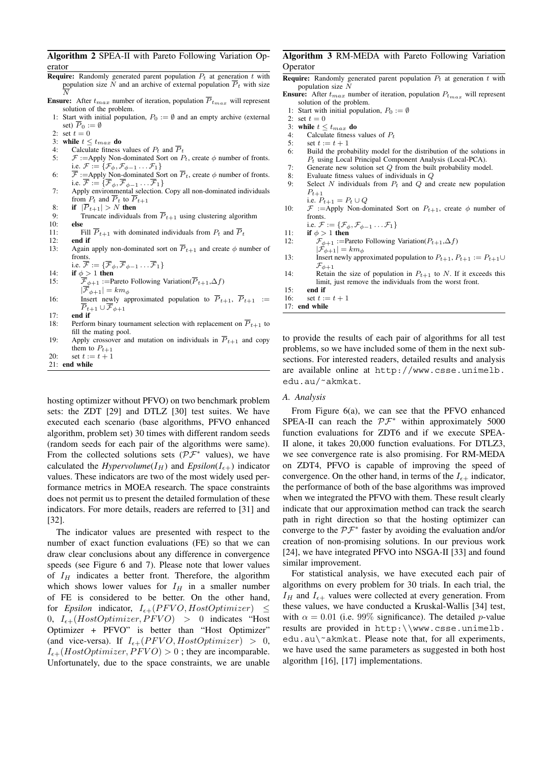**Algorithm 2** SPEA-II with Pareto Following Variation Operator

**Require:** Randomly generated parent population $P_t$ at generation $t$ with population size $N$ and an archive of external population $\overline{P}_t$ with size $\overline{N}$

**Ensure:** After $t_{max}$ number of iteration, population $\overline{P}_{t_{max}}$ will represent solution of the problem.

1: Start with initial population, $P_0 := \emptyset$ and an empty archive (external set) $\overline{P}_0 := \emptyset$
2: set $t = 0$
3: **while** $t \le t_{max}$ **do**
4: Calculate fitness values of $P_t$ and $\overline{P}_t$
5: $\mathcal{F}$ :=Apply Non-dominated Sort on $P_t$, create $\phi$ number of fronts. i.e. $\mathcal{F} := \{\mathcal{F}_\phi, \mathcal{F}_{\phi-1} \ldots \mathcal{F}_1\}$
6: $\overline{\mathcal{F}}$ :=Apply Non-dominated Sort on $\overline{P}_t$, create $\phi$ number of fronts. i.e. $\overline{\mathcal{F}} := \{\overline{\mathcal{F}}_\phi, \overline{\mathcal{F}}_{\phi-1} \ldots \overline{\mathcal{F}}_1\}$
7: Apply environmental selection. Copy all non-dominated individuals from $P_t$ and $\overline{P}_t$ to $\overline{P}_{t+1}$
8: **if** $|\overline{P}_{t+1}| > N$ **then**
9: Truncate individuals from $\overline{P}_{t+1}$ using clustering algorithm
10: **else**
11: Fill $\overline{P}_{t+1}$ with dominated individuals from $P_t$ and $\overline{P}_t$
12: **end if**
13: Again apply non-dominated sort on $\overline{P}_{t+1}$ and create $\phi$ number of fronts. i.e. $\overline{\mathcal{F}} := \{\overline{\mathcal{F}}_\phi, \overline{\mathcal{F}}_{\phi-1} \ldots \overline{\mathcal{F}}_1\}$
14: **if** $\phi > 1$ **then**
15: $\overline{\mathcal{F}}_{\phi+1}$ :=Pareto Following Variation($\overline{P}_{t+1}$,$\Delta f$) $|\overline{\mathcal{F}}_{\phi+1}| = km_\phi$
16: Insert newly approximated population to $\overline{P}_{t+1}$, $\overline{P}_{t+1} := \overline{P}_{t+1} \cup \overline{\mathcal{F}}_{\phi+1}$
17: **end if**
18: Perform binary tournament selection with replacement on $\overline{P}_{t+1}$ to fill the mating pool.
19: Apply crossover and mutation on individuals in $\overline{P}_{t+1}$ and copy them to $P_{t+1}$
20: set $t := t + 1$
21: **end while**

**Algorithm 3** RM-MEDA with Pareto Following Variation Operator

**Require:** Randomly generated parent population $P_t$ at generation $t$ with population size $N$

**Ensure:** After $t_{max}$ number of iteration, population $P_{t_{max}}$ will represent solution of the problem.

1: Start with initial population, $P_0 := \emptyset$
2: set $t = 0$
3: **while** $t \le t_{max}$ **do**
4: Calculate fitness values of $P_t$
5: set $t := t + 1$
6: Build the probability model for the distribution of the solutions in $P_t$ using Local Principal Component Analysis (Local-PCA).
7: Generate new solution set $Q$ from the built probability model.
8: Evaluate fitness values of individuals in $Q$
9: Select $N$ individuals from $P_t$ and $Q$ and create new population $P_{t+1}$ i.e. $P_{t+1} = P_t \cup Q$
10: $\mathcal{F}$ :=Apply Non-dominated Sort on $P_{t+1}$, create $\phi$ number of fronts. i.e. $\mathcal{F} := \{\mathcal{F}_\phi, \mathcal{F}_{\phi-1} \ldots \mathcal{F}_1\}$
11: **if** $\phi > 1$ **then**
12: $\mathcal{F}_{\phi+1}$ :=Pareto Following Variation($P_{t+1}$,$\Delta f$) $|\mathcal{F}_{\phi+1}| = km_\phi$
13: Insert newly approximated population to $P_{t+1}$, $P_{t+1} := P_{t+1} \cup \mathcal{F}_{\phi+1}$
14: Retain the size of population in $P_{t+1}$ to $N$. If it exceeds this limit, just remove the individuals from the worst front.
15: **end if**
16: set $t := t + 1$
17: **end while**

hosting optimizer without PFVO) on two benchmark problem sets: the ZDT [29] and DTLZ [30] test suites. We have executed each scenario (base algorithms, PFVO enhanced algorithm, problem set) 30 times with different random seeds (random seeds for each pair of the algorithms were same). From the collected solutions sets ($\mathcal{PF}^*$ values), we have calculated the *Hypervolume*($I_H$) and *Epsilon*($I_{\epsilon+}$) indicator values. These indicators are two of the most widely used performance metrics in MOEA research. The space constraints does not permit us to present the detailed formulation of these indicators. For more details, readers are referred to [31] and [32].

The indicator values are presented with respect to the number of exact function evaluations (FE) so that we can draw clear conclusions about any difference in convergence speeds (see Figure 6 and 7). Please note that lower values of $I_H$ indicates a better front. Therefore, the algorithm which shows lower values for $I_H$ in a smaller number of FE is considered to be better. On the other hand, for *Epsilon* indicator, $I_{\epsilon+}(PFVO, HostOptimizer) \le 0$, $I_{\epsilon+}(HostOptimizer, PFVO) > 0$ indicates "Host Optimizer + PFVO" is better than "Host Optimizer" (and vice-versa). If $I_{\epsilon+}(PFVO, HostOptimizer) > 0$, $I_{\epsilon+}(HostOptimizer, PFVO) > 0$ ; they are incomparable. Unfortunately, due to the space constraints, we are unable to provide the results of each pair of algorithms for all test problems, so we have included some of them in the next subsections. For interested readers, detailed results and analysis are available online at http://www.csse.unimelb.edu.au/~akmkat.

### A. Analysis

From Figure 6(a), we can see that the PFVO enhanced SPEA-II can reach the $\mathcal{PF}^*$ within approximately 5000 function evaluations for ZDT6 and if we execute SPEA-II alone, it takes 20,000 function evaluations. For DTLZ3, we see convergence rate is also promising. For RM-MEDA on ZDT4, PFVO is capable of improving the speed of convergence. On the other hand, in terms of the $I_{\epsilon+}$ indicator, the performance of both of the base algorithms was improved when we integrated the PFVO with them. These result clearly indicate that our approximation method can track the search path in right direction so that the hosting optimizer can converge to the $\mathcal{PF}^*$ faster by avoiding the evaluation and/or creation of non-promising solutions. In our previous work [24], we have integrated PFVO into NSGA-II [33] and found similar improvement.

For statistical analysis, we have executed each pair of algorithms on every problem for 30 trials. In each trial, the $I_H$ and $I_{\epsilon+}$ values were collected at every generation. From these values, we have conducted a Kruskal-Wallis [34] test, with $\alpha = 0.01$ (i.e. 99% significance). The detailed $p$-value results are provided in http:\\www.csse.unimelb.edu.au\~akmkat. Please note that, for all experiments, we have used the same parameters as suggested in both host algorithm [16], [17] implementations.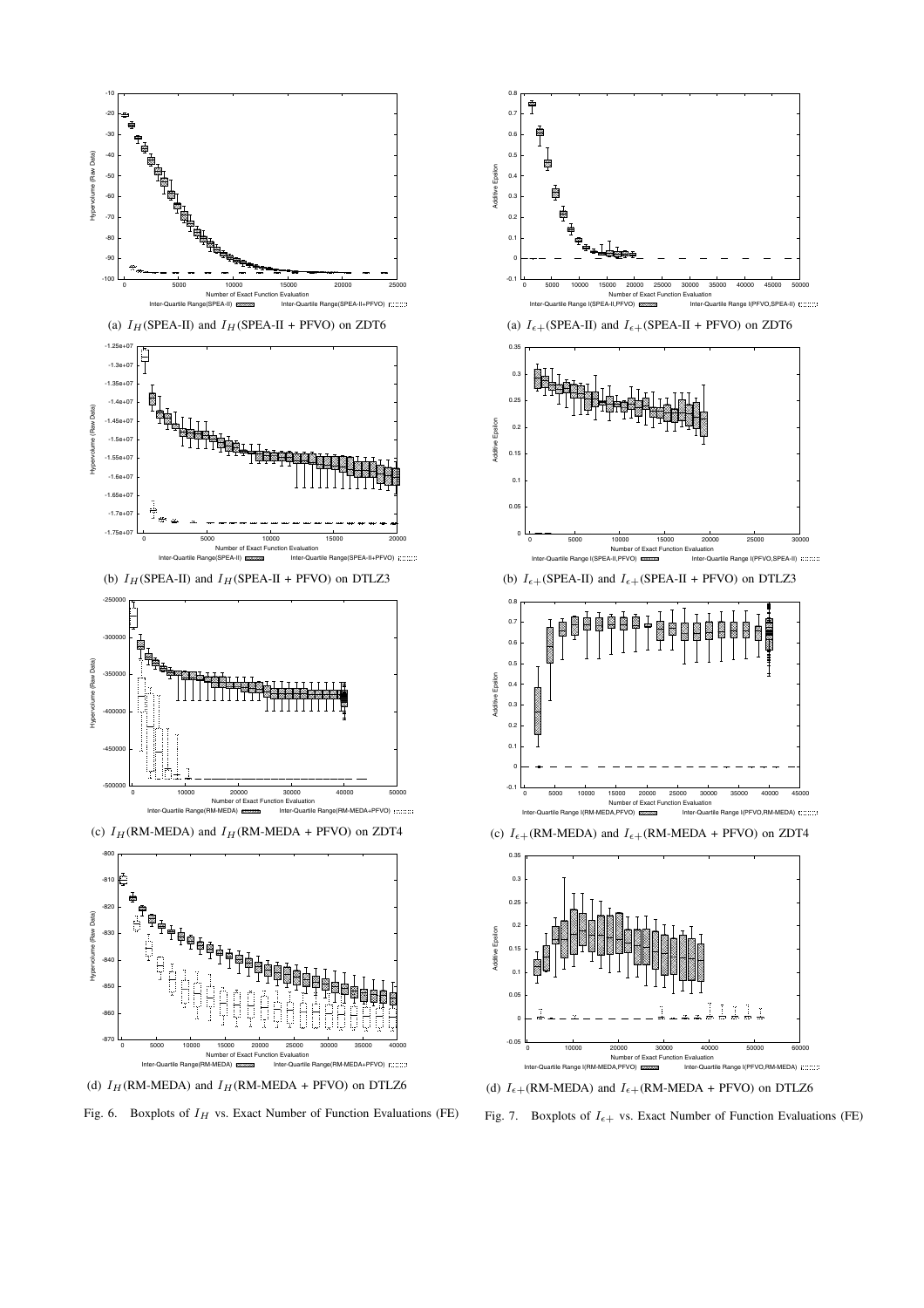(a) $I_H$(SPEA-II) and $I_H$(SPEA-II + PFVO) on ZDT6

(b) $I_H$(SPEA-II) and $I_H$(SPEA-II + PFVO) on DTLZ3

(c) $I_H$(RM-MEDA) and $I_H$(RM-MEDA + PFVO) on ZDT4

(d) $I_H$(RM-MEDA) and $I_H$(RM-MEDA + PFVO) on DTLZ6

Fig. 6. Boxplots of $I_H$ vs. Exact Number of Function Evaluations (FE)

(a) $I_{\epsilon+}$(SPEA-II) and $I_{\epsilon+}$(SPEA-II + PFVO) on ZDT6

(b) $I_{\epsilon+}$(SPEA-II) and $I_{\epsilon+}$(SPEA-II + PFVO) on DTLZ3

(c) $I_{\epsilon+}$(RM-MEDA) and $I_{\epsilon+}$(RM-MEDA + PFVO) on ZDT4

(d) $I_{\epsilon+}$(RM-MEDA) and $I_{\epsilon+}$(RM-MEDA + PFVO) on DTLZ6

Fig. 7. Boxplots of $I_{\epsilon+}$ vs. Exact Number of Function Evaluations (FE)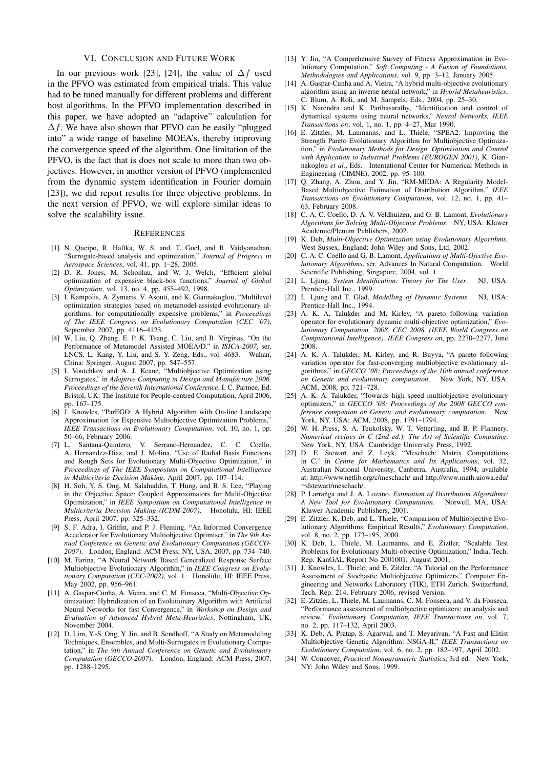## VI. Conclusion and Future Work

In our previous work [23], [24], the value of $\Delta f$ used in the PFVO was estimated from empirical trials. This value had to be tuned manually for different problems and different host algorithms. In the PFVO implementation described in this paper, we have adopted an "adaptive" calculation for $\Delta f$. We have also shown that PFVO can be easily "plugged into" a wide range of baseline MOEA's, thereby improving the convergence speed of the algorithm. One limitation of the PFVO, is the fact that is does not scale to more than two objectives. However, in another version of PFVO (implemented from the dynamic system identification in Fourier domain [23]), we did report results for three objective problems. In the next version of PFVO, we will explore similar ideas to solve the scalability issue.

## References

[1] N. Queipo, R. Haftka, W. S. and. T. Goel, and R. Vaidyanathan, "Surrogate-based analysis and optimization," *Journal of Progress in Aerospace Sciences*, vol. 41, pp. 1–28, 2005.

[2] D. R. Jones, M. Schonlau, and W. J. Welch, "Efficient global optimization of expensive black-box functions," *Journal of Global Optimization*, vol. 13, no. 4, pp. 455–492, 1998.

[3] I. Kampolis, A. Zymaris, V. Asouti, and K. Giannakoglou, "Multilevel optimization strategies based on metamodel-assisted evolutionary algorithms, for computationally expensive problems," in *Proceedings of The IEEE Congress on Evolutionary Computation (CEC '07)*, September 2007, pp. 4116–4123.

[4] W. Liu, Q. Zhang, E. P. K. Tsang, C. Liu, and B. Virginas, "On the Performance of Metamodel Assisted MOEA/D." in *ISICA-2007*, ser. LNCS, L. Kang, Y. Liu, and S. Y. Zeng, Eds., vol. 4683. Wuhan, China: Springer, August 2007, pp. 547–557.

[5] I. Voutchkov and A. J. Keane, "Multiobjective Optimization using Surrogates," in *Adaptive Computing in Design and Manufacture 2006. Proceedings of the Seventh International Conference*, I. C. Parmee, Ed. Bristol, UK: The Institute for People-centred Computation, April 2006, pp. 167–175.

[6] J. Knowles, "ParEGO: A Hybrid Algorithm with On-line Landscape Approximation for Expensive Multiobjective Optimization Problems," *IEEE Transactions on Evolutionary Computation*, vol. 10, no. 1, pp. 50–66, February 2006.

[7] L. Santana-Quintero, V. Serrano-Hernandez, C. C. Coello, A. Hernandez-Diaz, and J. Molina, "Use of Radial Basis Functions and Rough Sets for Evolutionary Multi-Objective Optimization," in *Proceedings of The IEEE Symposium on Computational Intelligence in Multicriteria Decision Making*, April 2007, pp. 107–114.

[8] H. Soh, Y. S. Ong, M. Salahuddin, T. Hung, and B. S. Lee, "Playing in the Objective Space: Coupled Approximators for Multi-Objective Optimization," in *IEEE Symposium on Computational Intelligence in Multicriteria Decision Making (ICDM-2007)*. Honolulu, HI: IEEE Press, April 2007, pp. 325–332.

[9] S. F. Adra, I. Griffin, and P. J. Fleming, "An Informed Convergence Accelerator for Evolutionary Multiobjective Optimiser," in *The 9th Annual Conference on Genetic and Evolutionary Computation (GECCO-2007)*. London, England: ACM Press, NY, USA, 2007, pp. 734–740.

[10] M. Farina, "A Neural Network Based Generalized Response Surface Multiobjective Evolutionary Algorithm," in *IEEE Congress on Evolutionary Computation (CEC-2002)*, vol. 1. Honolulu, HI: IEEE Press, May 2002, pp. 956–961.

[11] A. Gaspar-Cunha, A. Vieira, and C. M. Fonseca, "Multi-Objective Optimization: Hybridization of an Evolutionary Algorithm with Artificial Neural Networks for fast Convergence," in *Workshop on Design and Evaluation of Advanced Hybrid Meta-Heuristics*, Nottingham, UK, November 2004.

[12] D. Lim, Y.-S. Ong, Y. Jin, and B. Sendhoff, "A Study on Metamodeling Techniques, Ensembles, and Multi-Surrogates in Evolutionary Computation," in *The 9th Annual Conference on Genetic and Evolutionary Computation (GECCO-2007)*. London, England: ACM Press, 2007, pp. 1288–1295.

[13] Y. Jin, "A Comprehensive Survey of Fitness Approximation in Evolutionary Computation," *Soft Computing - A Fusion of Foundations, Methodologies and Applications*, vol. 9, pp. 3–12, January 2005.

[14] A. Gaspar-Cunha and A. Vieira, "A hybrid multi-objective evolutionary algorithm using an inverse neural network," in *Hybrid Metaheuristics*, C. Blum, A. Roli, and M. Sampels, Eds., 2004, pp. 25–30.

[15] K. Narendra and K. Parthasarathy, "Identification and control of dynamical systems using neural networks," *Neural Networks, IEEE Transactions on*, vol. 1, no. 1, pp. 4–27, Mar 1990.

[16] E. Zitzler, M. Laumanns, and L. Thiele, "SPEA2: Improving the Strength Pareto Evolutionary Algorithm for Multiobjective Optimization," in *Evolutionary Methods for Design, Optimisation and Control with Application to Industrial Problems (EUROGEN 2001)*, K. Giannakoglou *et al.*, Eds. International Center for Numerical Methods in Engineering (CIMNE), 2002, pp. 95–100.

[17] Q. Zhang, A. Zhou, and Y. Jin, "RM-MEDA: A Regularity Model-Based Multiobjective Estimation of Distribution Algorithm," *IEEE Transactions on Evolutionary Computation*, vol. 12, no. 1, pp. 41–63, February 2008.

[18] C. A. C. Coello, D. A. V. Veldhuizen, and G. B. Lamont, *Evolutionary Algorithms for Solving Multi-Objective Problems*. NY, USA: Kluwer Academic/Plenum Publishers, 2002.

[19] K. Deb, *Multi-Objective Optimization using Evolutionary Algorithms*. West Sussex, England: John Wiley and Sons, Ltd, 2002.

[20] C. A. C. Coello and G. B. Lamont, *Applications of Multi-Ojective Evolutionary Algorithms*, ser. Advances In Natural Computation. World Scientific Publishing, Singapore, 2004, vol. 1.

[21] L. Ljung, *System Identification: Theory for The User*. NJ, USA: Prentice-Hall Inc., 1999.

[22] L. Ljung and T. Glad, *Modelling of Dynamic Systems*. NJ, USA: Prentice-Hall Inc., 1994.

[23] A. K. A. Talukder and M. Kirley, "A pareto following variation operator for evolutionary dynamic multi-objective optimization," *Evolutionary Computation, 2008. CEC 2008. (IEEE World Congress on Computational Intelligence). IEEE Congress on*, pp. 2270–2277, June 2008.

[24] A. K. A. Talukder, M. Kirley, and R. Buyya, "A pareto following variation operator for fast-converging multiobjective evolutionary algorithms," in *GECCO '08: Proceedings of the 10th annual conference on Genetic and evolutionary computation*. New York, NY, USA: ACM, 2008, pp. 721–728.

[25] A. K. A. Talukder, "Towards high speed multiobjective evolutionary optimizers," in *GECCO '08: Proceedings of the 2008 GECCO conference companion on Genetic and evolutionary computation*. New York, NY, USA: ACM, 2008, pp. 1791–1794.

[26] W. H. Press, S. A. Teukolsky, W. T. Vetterling, and B. P. Flannery, *Numerical recipes in C (2nd ed.): The Art of Scientific Computing*. New York, NY, USA: Cambridge University Press, 1992.

[27] D. E. Stewart and Z. Leyk, "Meschach: Matrix Computations in C," in *Centre for Mathematics and Its Applications*, vol. 32, Australian National University, Canberra, Australia, 1994, available at: http://www.netlib.org/c/meschach/ and http://www.math.uiowa.edu/~dstewart/meschach/.

[28] P. Larrañga and J. A. Lozano, *Estimation of Distribution Algorithms: A New Tool for Evolutionary Computation*. Norwell, MA, USA: Kluwer Academic Publishers, 2001.

[29] E. Zitzler, K. Deb, and L. Thiele, "Comparison of Multiobjective Evolutionary Algorithms: Empirical Results," *Evolutionary Computation*, vol. 8, no. 2, pp. 173–195, 2000.

[30] K. Deb, L. Thiele, M. Laumanns, and E. Ziztler, "Scalable Test Problems for Evolutionary Multi-objective Optimization," India, Tech. Rep. KanGAL Report No 2001001, August 2001.

[31] J. Knowles, L. Thiele, and E. Zitzler, "A Tutorial on the Performance Assessment of Stochastic Multiobjective Optimizers," Computer Engineering and Networks Laboratory (TIK), ETH Zurich, Switzerland, Tech. Rep. 214, February 2006, revised Version.

[32] E. Zitzler, L. Thiele, M. Laumanns, C. M. Fonseca, and V. da Fonseca, "Performance assessment of multiobjective optimizers: an analysis and review," *Evolutionary Computation, IEEE Transactions on*, vol. 7, no. 2, pp. 117–132, April 2003.

[33] K. Deb, A. Pratap, S. Agarwal, and T. Meyarivan, "A Fast and Elitist Multiobjective Genetic Algorithm: NSGA-II," *IEEE Transactions on Evolutionary Computation*, vol. 6, no. 2, pp. 182–197, April 2002.

[34] W. Connover, *Practical Nonparametric Statistics*, 3rd ed. New York, NY: John Wiley and Sons, 1999.